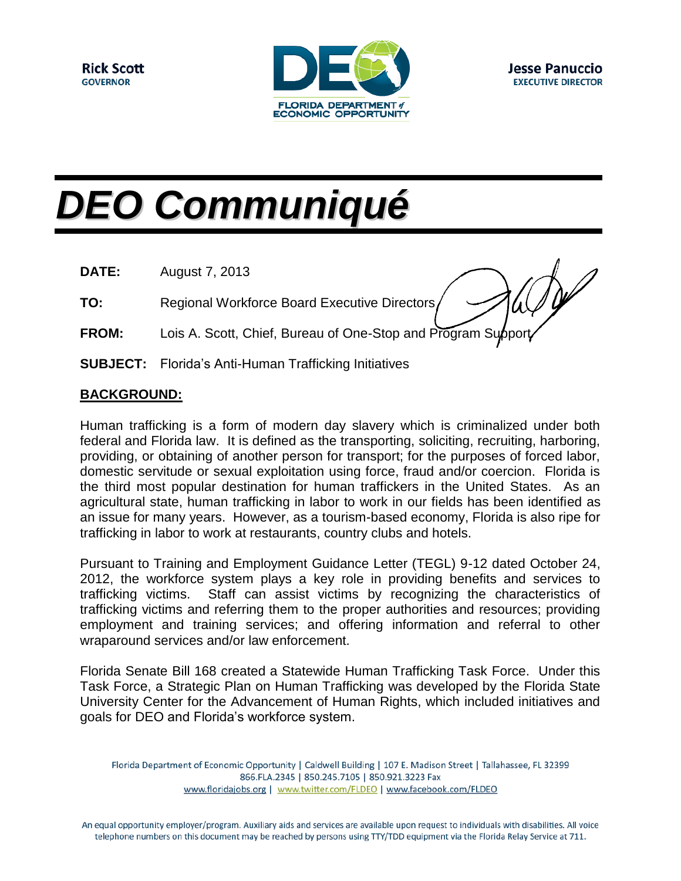**Rick Scott**
**GOVERNOR**

FLORIDA DEPARTMENT of ECONOMIC OPPORTUNITY

**Jesse Panuccio**
**EXECUTIVE DIRECTOR**

# *DEO Communiqué*

**DATE:** August 7, 2013

**TO:** Regional Workforce Board Executive Directors

**FROM:** Lois A. Scott, Chief, Bureau of One-Stop and Program Support

**SUBJECT:** Florida's Anti-Human Trafficking Initiatives

## BACKGROUND:

Human trafficking is a form of modern day slavery which is criminalized under both federal and Florida law. It is defined as the transporting, soliciting, recruiting, harboring, providing, or obtaining of another person for transport; for the purposes of forced labor, domestic servitude or sexual exploitation using force, fraud and/or coercion. Florida is the third most popular destination for human traffickers in the United States. As an agricultural state, human trafficking in labor to work in our fields has been identified as an issue for many years. However, as a tourism-based economy, Florida is also ripe for trafficking in labor to work at restaurants, country clubs and hotels.

Pursuant to Training and Employment Guidance Letter (TEGL) 9-12 dated October 24, 2012, the workforce system plays a key role in providing benefits and services to trafficking victims. Staff can assist victims by recognizing the characteristics of trafficking victims and referring them to the proper authorities and resources; providing employment and training services; and offering information and referral to other wraparound services and/or law enforcement.

Florida Senate Bill 168 created a Statewide Human Trafficking Task Force. Under this Task Force, a Strategic Plan on Human Trafficking was developed by the Florida State University Center for the Advancement of Human Rights, which included initiatives and goals for DEO and Florida's workforce system.

Florida Department of Economic Opportunity | Caldwell Building | 107 E. Madison Street | Tallahassee, FL 32399
866.FLA.2345 | 850.245.7105 | 850.921.3223 Fax
www.floridajobs.org | www.twitter.com/FLDEO | www.facebook.com/FLDEO

An equal opportunity employer/program. Auxiliary aids and services are available upon request to individuals with disabilities. All voice telephone numbers on this document may be reached by persons using TTY/TDD equipment via the Florida Relay Service at 711.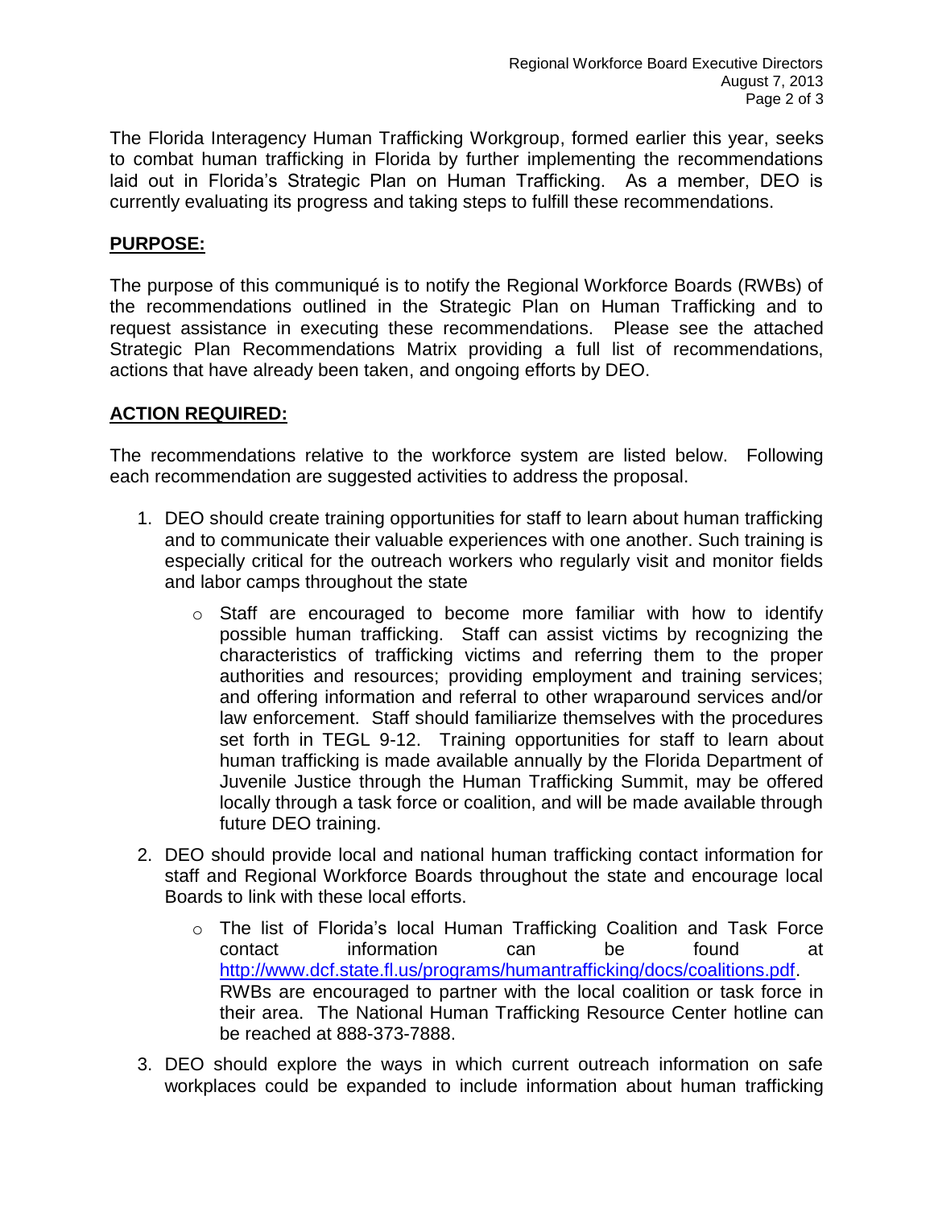The Florida Interagency Human Trafficking Workgroup, formed earlier this year, seeks to combat human trafficking in Florida by further implementing the recommendations laid out in Florida's Strategic Plan on Human Trafficking. As a member, DEO is currently evaluating its progress and taking steps to fulfill these recommendations.

**PURPOSE:**

The purpose of this communiqué is to notify the Regional Workforce Boards (RWBs) of the recommendations outlined in the Strategic Plan on Human Trafficking and to request assistance in executing these recommendations. Please see the attached Strategic Plan Recommendations Matrix providing a full list of recommendations, actions that have already been taken, and ongoing efforts by DEO.

**ACTION REQUIRED:**

The recommendations relative to the workforce system are listed below. Following each recommendation are suggested activities to address the proposal.

1. DEO should create training opportunities for staff to learn about human trafficking and to communicate their valuable experiences with one another. Such training is especially critical for the outreach workers who regularly visit and monitor fields and labor camps throughout the state
   - Staff are encouraged to become more familiar with how to identify possible human trafficking. Staff can assist victims by recognizing the characteristics of trafficking victims and referring them to the proper authorities and resources; providing employment and training services; and offering information and referral to other wraparound services and/or law enforcement. Staff should familiarize themselves with the procedures set forth in TEGL 9-12. Training opportunities for staff to learn about human trafficking is made available annually by the Florida Department of Juvenile Justice through the Human Trafficking Summit, may be offered locally through a task force or coalition, and will be made available through future DEO training.
2. DEO should provide local and national human trafficking contact information for staff and Regional Workforce Boards throughout the state and encourage local Boards to link with these local efforts.
   - The list of Florida's local Human Trafficking Coalition and Task Force contact information can be found at http://www.dcf.state.fl.us/programs/humantrafficking/docs/coalitions.pdf. RWBs are encouraged to partner with the local coalition or task force in their area. The National Human Trafficking Resource Center hotline can be reached at 888-373-7888.
3. DEO should explore the ways in which current outreach information on safe workplaces could be expanded to include information about human trafficking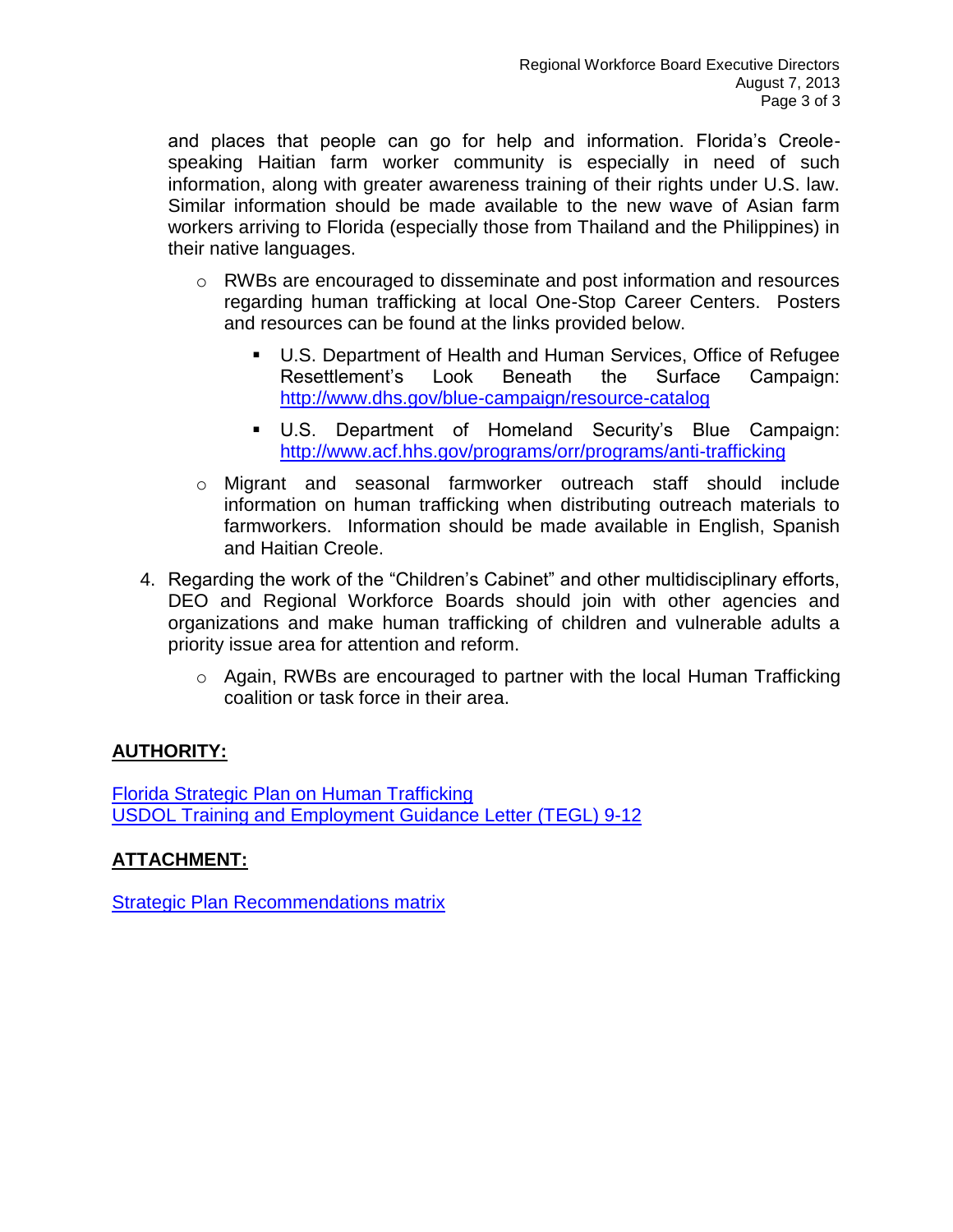and places that people can go for help and information. Florida's Creole-speaking Haitian farm worker community is especially in need of such information, along with greater awareness training of their rights under U.S. law. Similar information should be made available to the new wave of Asian farm workers arriving to Florida (especially those from Thailand and the Philippines) in their native languages.

- RWBs are encouraged to disseminate and post information and resources regarding human trafficking at local One-Stop Career Centers. Posters and resources can be found at the links provided below.
  - U.S. Department of Health and Human Services, Office of Refugee Resettlement's Look Beneath the Surface Campaign: http://www.dhs.gov/blue-campaign/resource-catalog
  - U.S. Department of Homeland Security's Blue Campaign: http://www.acf.hhs.gov/programs/orr/programs/anti-trafficking
- Migrant and seasonal farmworker outreach staff should include information on human trafficking when distributing outreach materials to farmworkers. Information should be made available in English, Spanish and Haitian Creole.

4. Regarding the work of the "Children's Cabinet" and other multidisciplinary efforts, DEO and Regional Workforce Boards should join with other agencies and organizations and make human trafficking of children and vulnerable adults a priority issue area for attention and reform.
   - Again, RWBs are encouraged to partner with the local Human Trafficking coalition or task force in their area.

**AUTHORITY:**

Florida Strategic Plan on Human Trafficking
USDOL Training and Employment Guidance Letter (TEGL) 9-12

**ATTACHMENT:**

Strategic Plan Recommendations matrix